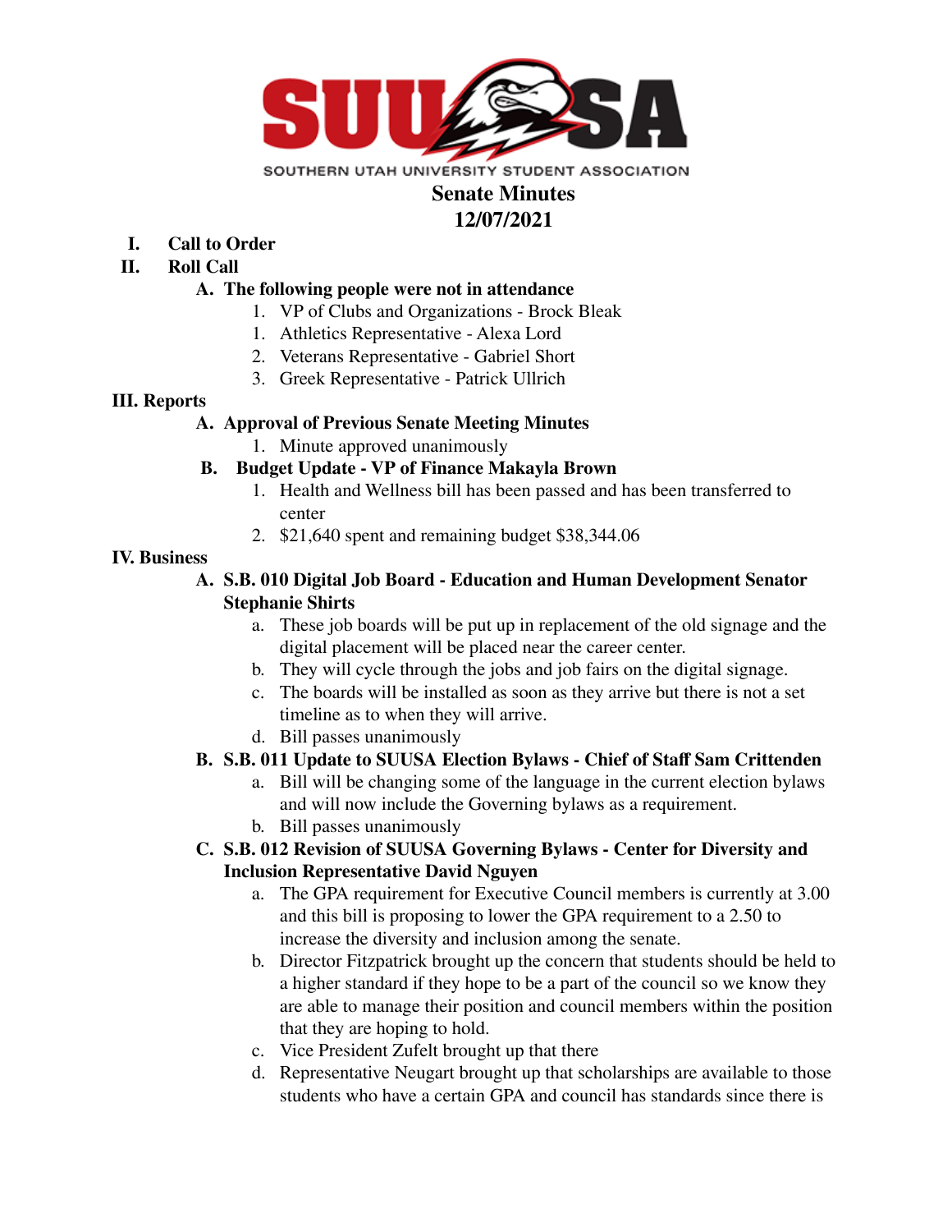SUUSA

SOUTHERN UTAH UNIVERSITY STUDENT ASSOCIATION

# Senate Minutes
# 12/07/2021

**I. Call to Order**

**II. Roll Call**

**A. The following people were not in attendance**

1. VP of Clubs and Organizations - Brock Bleak
1. Athletics Representative - Alexa Lord
2. Veterans Representative - Gabriel Short
3. Greek Representative - Patrick Ullrich

**III. Reports**

**A. Approval of Previous Senate Meeting Minutes**

1. Minute approved unanimously

**B. Budget Update - VP of Finance Makayla Brown**

1. Health and Wellness bill has been passed and has been transferred to center
2. $21,640 spent and remaining budget $38,344.06

**IV. Business**

**A. S.B. 010 Digital Job Board - Education and Human Development Senator Stephanie Shirts**

a. These job boards will be put up in replacement of the old signage and the digital placement will be placed near the career center.

b. They will cycle through the jobs and job fairs on the digital signage.

c. The boards will be installed as soon as they arrive but there is not a set timeline as to when they will arrive.

d. Bill passes unanimously

**B. S.B. 011 Update to SUUSA Election Bylaws - Chief of Staff Sam Crittenden**

a. Bill will be changing some of the language in the current election bylaws and will now include the Governing bylaws as a requirement.

b. Bill passes unanimously

**C. S.B. 012 Revision of SUUSA Governing Bylaws - Center for Diversity and Inclusion Representative David Nguyen**

a. The GPA requirement for Executive Council members is currently at 3.00 and this bill is proposing to lower the GPA requirement to a 2.50 to increase the diversity and inclusion among the senate.

b. Director Fitzpatrick brought up the concern that students should be held to a higher standard if they hope to be a part of the council so we know they are able to manage their position and council members within the position that they are hoping to hold.

c. Vice President Zufelt brought up that there

d. Representative Neugart brought up that scholarships are available to those students who have a certain GPA and council has standards since there is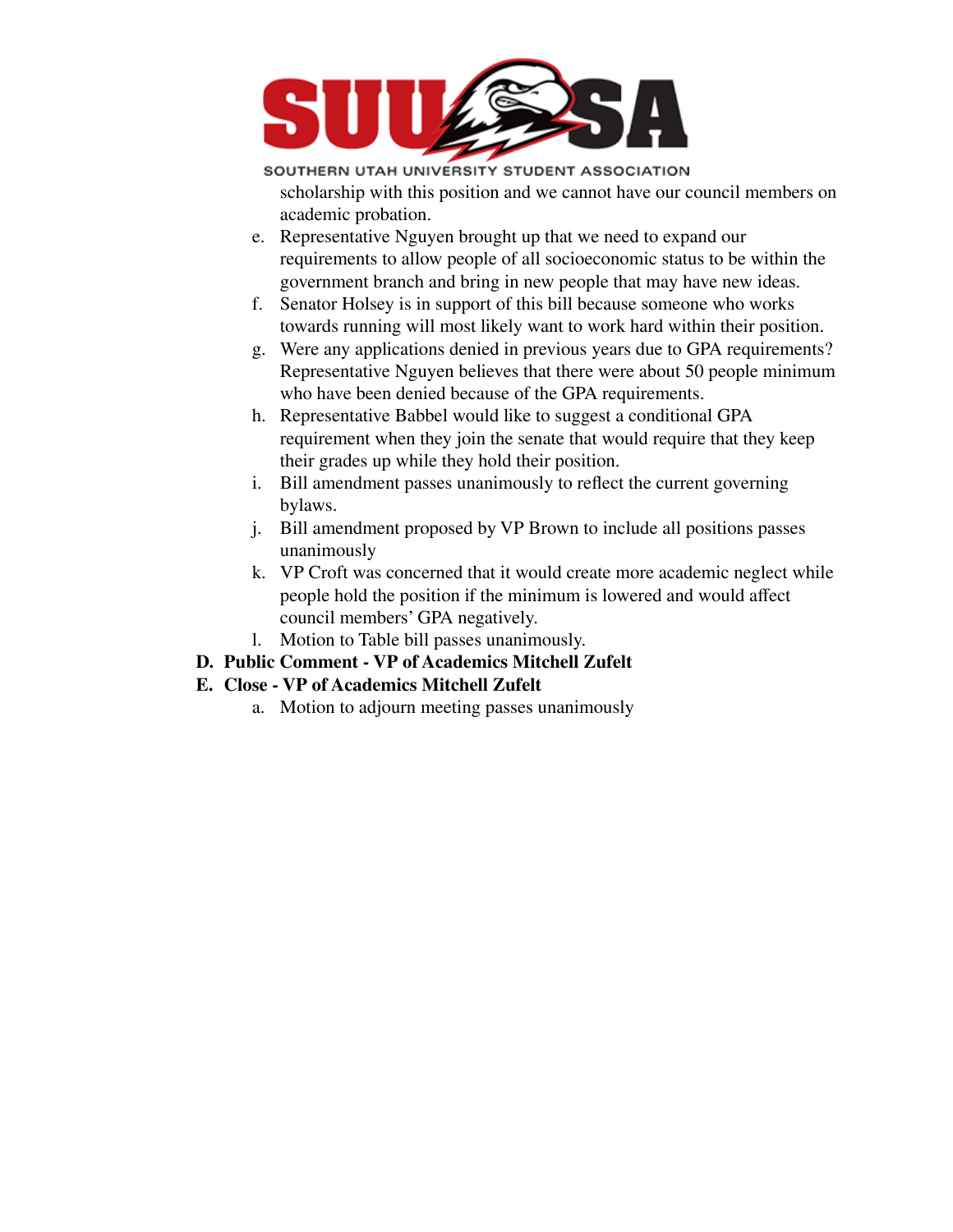scholarship with this position and we cannot have our council members on academic probation.

e. Representative Nguyen brought up that we need to expand our requirements to allow people of all socioeconomic status to be within the government branch and bring in new people that may have new ideas.
f. Senator Holsey is in support of this bill because someone who works towards running will most likely want to work hard within their position.
g. Were any applications denied in previous years due to GPA requirements? Representative Nguyen believes that there were about 50 people minimum who have been denied because of the GPA requirements.
h. Representative Babbel would like to suggest a conditional GPA requirement when they join the senate that would require that they keep their grades up while they hold their position.
i. Bill amendment passes unanimously to reflect the current governing bylaws.
j. Bill amendment proposed by VP Brown to include all positions passes unanimously
k. VP Croft was concerned that it would create more academic neglect while people hold the position if the minimum is lowered and would affect council members' GPA negatively.
l. Motion to Table bill passes unanimously.

**D. Public Comment - VP of Academics Mitchell Zufelt**

**E. Close - VP of Academics Mitchell Zufelt**

a. Motion to adjourn meeting passes unanimously